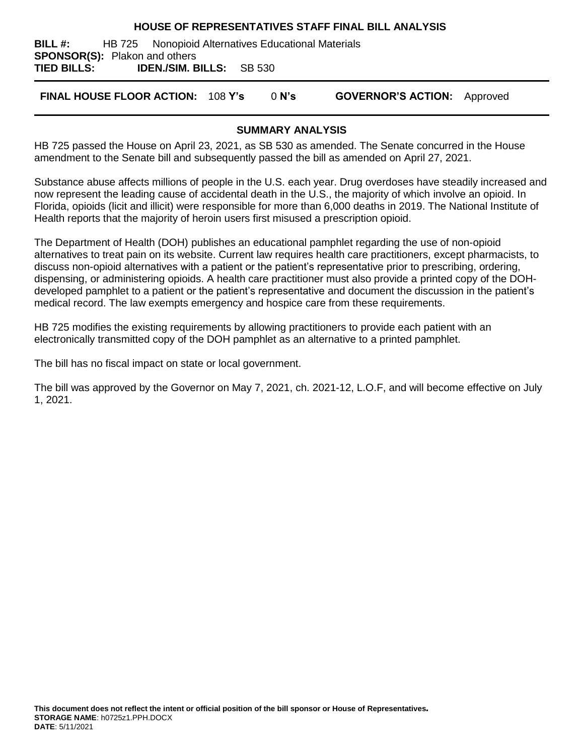# HOUSE OF REPRESENTATIVES STAFF FINAL BILL ANALYSIS

**BILL #:** HB 725 Nonopioid Alternatives Educational Materials
**SPONSOR(S):** Plakon and others
**TIED BILLS:** **IDEN./SIM. BILLS:** SB 530

**FINAL HOUSE FLOOR ACTION:** 108 **Y's** 0 **N's** **GOVERNOR'S ACTION:** Approved

## SUMMARY ANALYSIS

HB 725 passed the House on April 23, 2021, as SB 530 as amended. The Senate concurred in the House amendment to the Senate bill and subsequently passed the bill as amended on April 27, 2021.

Substance abuse affects millions of people in the U.S. each year. Drug overdoses have steadily increased and now represent the leading cause of accidental death in the U.S., the majority of which involve an opioid. In Florida, opioids (licit and illicit) were responsible for more than 6,000 deaths in 2019. The National Institute of Health reports that the majority of heroin users first misused a prescription opioid.

The Department of Health (DOH) publishes an educational pamphlet regarding the use of non-opioid alternatives to treat pain on its website. Current law requires health care practitioners, except pharmacists, to discuss non-opioid alternatives with a patient or the patient's representative prior to prescribing, ordering, dispensing, or administering opioids. A health care practitioner must also provide a printed copy of the DOH-developed pamphlet to a patient or the patient's representative and document the discussion in the patient's medical record. The law exempts emergency and hospice care from these requirements.

HB 725 modifies the existing requirements by allowing practitioners to provide each patient with an electronically transmitted copy of the DOH pamphlet as an alternative to a printed pamphlet.

The bill has no fiscal impact on state or local government.

The bill was approved by the Governor on May 7, 2021, ch. 2021-12, L.O.F, and will become effective on July 1, 2021.

**This document does not reflect the intent or official position of the bill sponsor or House of Representatives.**
**STORAGE NAME**: h0725z1.PPH.DOCX
**DATE**: 5/11/2021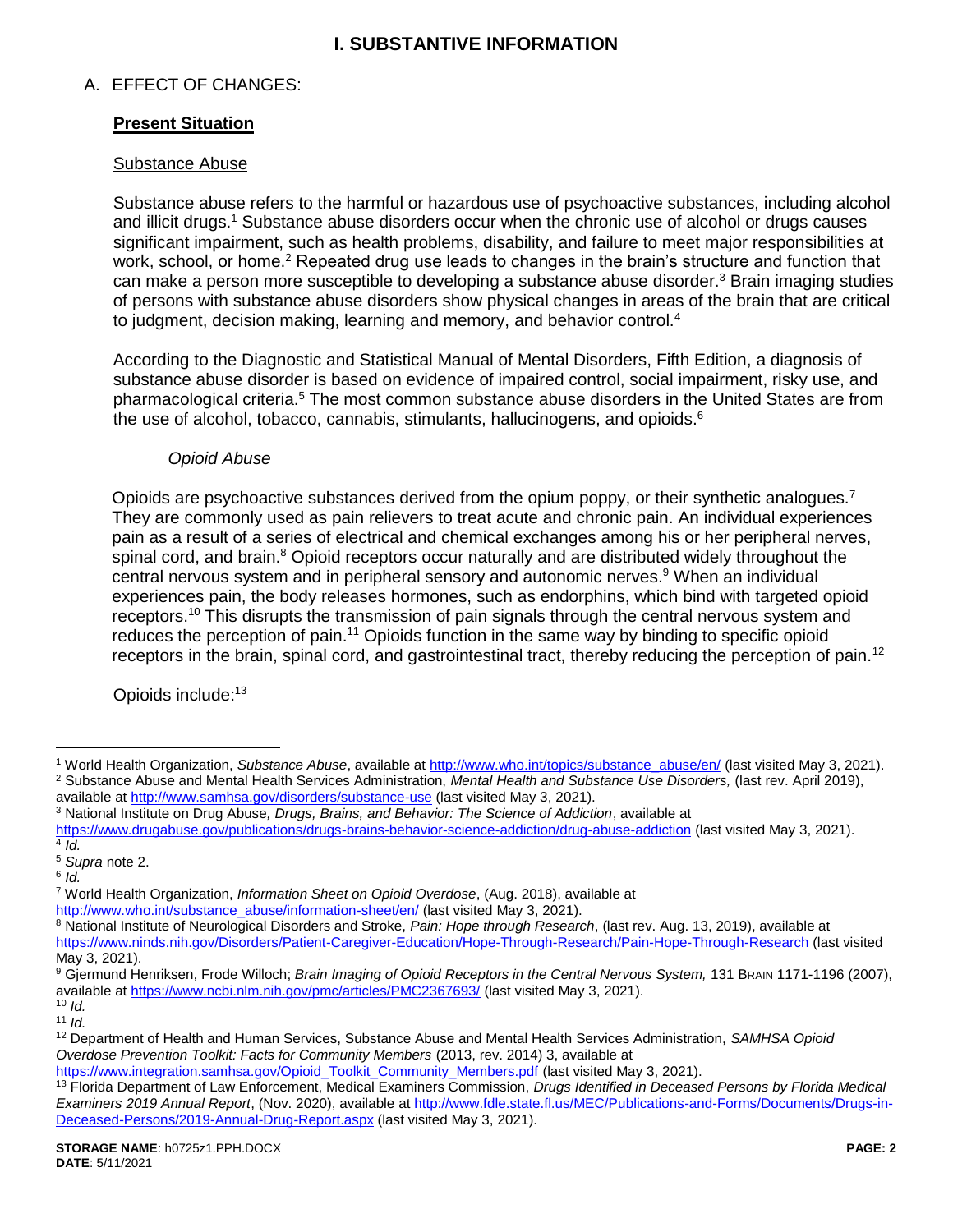# I. SUBSTANTIVE INFORMATION

## A. EFFECT OF CHANGES:

### Present Situation

#### Substance Abuse

Substance abuse refers to the harmful or hazardous use of psychoactive substances, including alcohol and illicit drugs.[1] Substance abuse disorders occur when the chronic use of alcohol or drugs causes significant impairment, such as health problems, disability, and failure to meet major responsibilities at work, school, or home.[2] Repeated drug use leads to changes in the brain's structure and function that can make a person more susceptible to developing a substance abuse disorder.[3] Brain imaging studies of persons with substance abuse disorders show physical changes in areas of the brain that are critical to judgment, decision making, learning and memory, and behavior control.[4]

According to the Diagnostic and Statistical Manual of Mental Disorders, Fifth Edition, a diagnosis of substance abuse disorder is based on evidence of impaired control, social impairment, risky use, and pharmacological criteria.[5] The most common substance abuse disorders in the United States are from the use of alcohol, tobacco, cannabis, stimulants, hallucinogens, and opioids.[6]

*Opioid Abuse*

Opioids are psychoactive substances derived from the opium poppy, or their synthetic analogues.[7] They are commonly used as pain relievers to treat acute and chronic pain. An individual experiences pain as a result of a series of electrical and chemical exchanges among his or her peripheral nerves, spinal cord, and brain.[8] Opioid receptors occur naturally and are distributed widely throughout the central nervous system and in peripheral sensory and autonomic nerves.[9] When an individual experiences pain, the body releases hormones, such as endorphins, which bind with targeted opioid receptors.[10] This disrupts the transmission of pain signals through the central nervous system and reduces the perception of pain.[11] Opioids function in the same way by binding to specific opioid receptors in the brain, spinal cord, and gastrointestinal tract, thereby reducing the perception of pain.[12]

Opioids include:[13]

---

[1] World Health Organization, *Substance Abuse*, available at http://www.who.int/topics/substance_abuse/en/ (last visited May 3, 2021).

[2] Substance Abuse and Mental Health Services Administration, *Mental Health and Substance Use Disorders,* (last rev. April 2019), available at http://www.samhsa.gov/disorders/substance-use (last visited May 3, 2021).

[3] National Institute on Drug Abuse*, Drugs, Brains, and Behavior: The Science of Addiction*, available at https://www.drugabuse.gov/publications/drugs-brains-behavior-science-addiction/drug-abuse-addiction (last visited May 3, 2021).

[4] *Id.*

[5] *Supra* note 2.

[6] *Id.*

[7] World Health Organization, *Information Sheet on Opioid Overdose*, (Aug. 2018), available at http://www.who.int/substance_abuse/information-sheet/en/ (last visited May 3, 2021).

[8] National Institute of Neurological Disorders and Stroke, *Pain: Hope through Research*, (last rev. Aug. 13, 2019), available at https://www.ninds.nih.gov/Disorders/Patient-Caregiver-Education/Hope-Through-Research/Pain-Hope-Through-Research (last visited May 3, 2021).

[9] Gjermund Henriksen, Frode Willoch; *Brain Imaging of Opioid Receptors in the Central Nervous System,* 131 BRAIN 1171-1196 (2007), available at https://www.ncbi.nlm.nih.gov/pmc/articles/PMC2367693/ (last visited May 3, 2021).

[10] *Id.*

[11] *Id.*

[12] Department of Health and Human Services, Substance Abuse and Mental Health Services Administration, *SAMHSA Opioid Overdose Prevention Toolkit: Facts for Community Members* (2013, rev. 2014) 3, available at https://www.integration.samhsa.gov/Opioid_Toolkit_Community_Members.pdf (last visited May 3, 2021).

[13] Florida Department of Law Enforcement, Medical Examiners Commission, *Drugs Identified in Deceased Persons by Florida Medical Examiners 2019 Annual Report*, (Nov. 2020), available at http://www.fdle.state.fl.us/MEC/Publications-and-Forms/Documents/Drugs-in-Deceased-Persons/2019-Annual-Drug-Report.aspx (last visited May 3, 2021).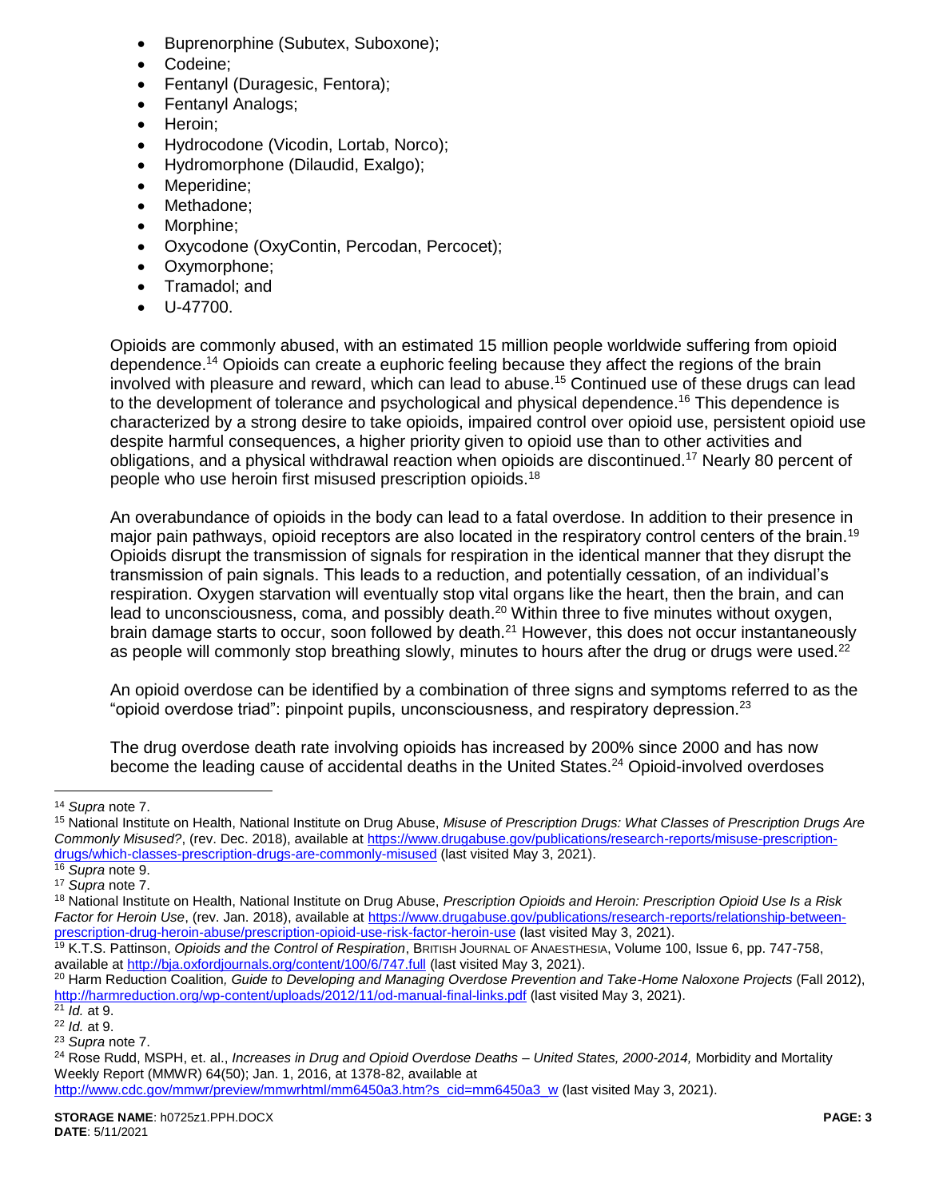- Buprenorphine (Subutex, Suboxone);
- Codeine;
- Fentanyl (Duragesic, Fentora);
- Fentanyl Analogs;
- Heroin;
- Hydrocodone (Vicodin, Lortab, Norco);
- Hydromorphone (Dilaudid, Exalgo);
- Meperidine;
- Methadone;
- Morphine;
- Oxycodone (OxyContin, Percodan, Percocet);
- Oxymorphone;
- Tramadol; and
- U-47700.

Opioids are commonly abused, with an estimated 15 million people worldwide suffering from opioid dependence.[14] Opioids can create a euphoric feeling because they affect the regions of the brain involved with pleasure and reward, which can lead to abuse.[15] Continued use of these drugs can lead to the development of tolerance and psychological and physical dependence.[16] This dependence is characterized by a strong desire to take opioids, impaired control over opioid use, persistent opioid use despite harmful consequences, a higher priority given to opioid use than to other activities and obligations, and a physical withdrawal reaction when opioids are discontinued.[17] Nearly 80 percent of people who use heroin first misused prescription opioids.[18]

An overabundance of opioids in the body can lead to a fatal overdose. In addition to their presence in major pain pathways, opioid receptors are also located in the respiratory control centers of the brain.[19] Opioids disrupt the transmission of signals for respiration in the identical manner that they disrupt the transmission of pain signals. This leads to a reduction, and potentially cessation, of an individual's respiration. Oxygen starvation will eventually stop vital organs like the heart, then the brain, and can lead to unconsciousness, coma, and possibly death.[20] Within three to five minutes without oxygen, brain damage starts to occur, soon followed by death.[21] However, this does not occur instantaneously as people will commonly stop breathing slowly, minutes to hours after the drug or drugs were used.[22]

An opioid overdose can be identified by a combination of three signs and symptoms referred to as the "opioid overdose triad": pinpoint pupils, unconsciousness, and respiratory depression.[23]

The drug overdose death rate involving opioids has increased by 200% since 2000 and has now become the leading cause of accidental deaths in the United States.[24] Opioid-involved overdoses

---

[14] *Supra* note 7.

[15] National Institute on Health, National Institute on Drug Abuse, *Misuse of Prescription Drugs: What Classes of Prescription Drugs Are Commonly Misused?*, (rev. Dec. 2018), available at https://www.drugabuse.gov/publications/research-reports/misuse-prescription-drugs/which-classes-prescription-drugs-are-commonly-misused (last visited May 3, 2021).

[16] *Supra* note 9.

[17] *Supra* note 7.

[18] National Institute on Health, National Institute on Drug Abuse, *Prescription Opioids and Heroin: Prescription Opioid Use Is a Risk Factor for Heroin Use*, (rev. Jan. 2018), available at https://www.drugabuse.gov/publications/research-reports/relationship-between-prescription-drug-heroin-abuse/prescription-opioid-use-risk-factor-heroin-use (last visited May 3, 2021).

[19] K.T.S. Pattinson, *Opioids and the Control of Respiration*, British Journal of Anaesthesia, Volume 100, Issue 6, pp. 747-758, available at http://bja.oxfordjournals.org/content/100/6/747.full (last visited May 3, 2021).

[20] Harm Reduction Coalition*, Guide to Developing and Managing Overdose Prevention and Take-Home Naloxone Projects* (Fall 2012), http://harmreduction.org/wp-content/uploads/2012/11/od-manual-final-links.pdf (last visited May 3, 2021).

[21] *Id.* at 9.

[22] *Id.* at 9.

[23] *Supra* note 7.

[24] Rose Rudd, MSPH, et. al., *Increases in Drug and Opioid Overdose Deaths – United States, 2000-2014,* Morbidity and Mortality Weekly Report (MMWR) 64(50); Jan. 1, 2016, at 1378-82, available at http://www.cdc.gov/mmwr/preview/mmwrhtml/mm6450a3.htm?s_cid=mm6450a3_w (last visited May 3, 2021).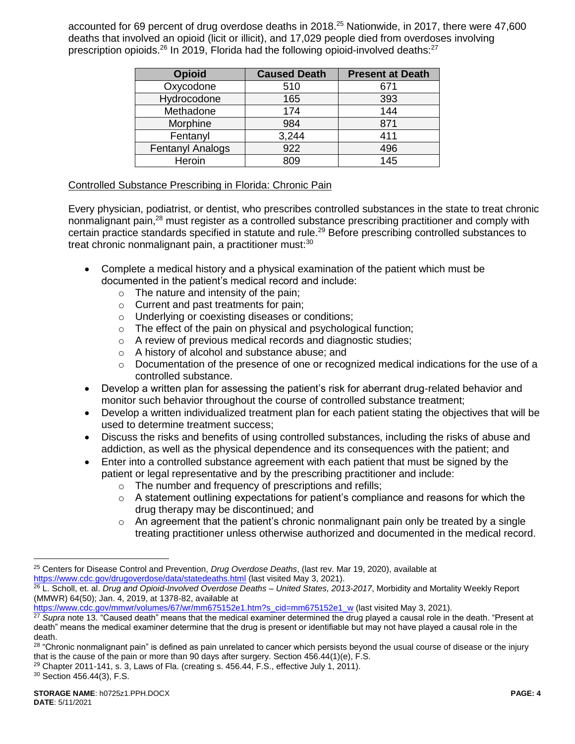accounted for 69 percent of drug overdose deaths in 2018.[25] Nationwide, in 2017, there were 47,600 deaths that involved an opioid (licit or illicit), and 17,029 people died from overdoses involving prescription opioids.[26] In 2019, Florida had the following opioid-involved deaths:[27]

| Opioid | Caused Death | Present at Death |
|---|---|---|
| Oxycodone | 510 | 671 |
| Hydrocodone | 165 | 393 |
| Methadone | 174 | 144 |
| Morphine | 984 | 871 |
| Fentanyl | 3,244 | 411 |
| Fentanyl Analogs | 922 | 496 |
| Heroin | 809 | 145 |

Controlled Substance Prescribing in Florida: Chronic Pain

Every physician, podiatrist, or dentist, who prescribes controlled substances in the state to treat chronic nonmalignant pain,[28] must register as a controlled substance prescribing practitioner and comply with certain practice standards specified in statute and rule.[29] Before prescribing controlled substances to treat chronic nonmalignant pain, a practitioner must:[30]

- Complete a medical history and a physical examination of the patient which must be documented in the patient's medical record and include:
  - The nature and intensity of the pain;
  - Current and past treatments for pain;
  - Underlying or coexisting diseases or conditions;
  - The effect of the pain on physical and psychological function;
  - A review of previous medical records and diagnostic studies;
  - A history of alcohol and substance abuse; and
  - Documentation of the presence of one or recognized medical indications for the use of a controlled substance.
- Develop a written plan for assessing the patient's risk for aberrant drug-related behavior and monitor such behavior throughout the course of controlled substance treatment;
- Develop a written individualized treatment plan for each patient stating the objectives that will be used to determine treatment success;
- Discuss the risks and benefits of using controlled substances, including the risks of abuse and addiction, as well as the physical dependence and its consequences with the patient; and
- Enter into a controlled substance agreement with each patient that must be signed by the patient or legal representative and by the prescribing practitioner and include:
  - The number and frequency of prescriptions and refills;
  - A statement outlining expectations for patient's compliance and reasons for which the drug therapy may be discontinued; and
  - An agreement that the patient's chronic nonmalignant pain only be treated by a single treating practitioner unless otherwise authorized and documented in the medical record.

---

[25] Centers for Disease Control and Prevention, *Drug Overdose Deaths*, (last rev. Mar 19, 2020), available at https://www.cdc.gov/drugoverdose/data/statedeaths.html (last visited May 3, 2021).

[26] L. Scholl, et. al. *Drug and Opioid-Involved Overdose Deaths – United States, 2013-2017*, Morbidity and Mortality Weekly Report (MMWR) 64(50); Jan. 4, 2019, at 1378-82, available at https://www.cdc.gov/mmwr/volumes/67/wr/mm675152e1.htm?s_cid=mm675152e1_w (last visited May 3, 2021).

[27] *Supra* note 13. "Caused death" means that the medical examiner determined the drug played a causal role in the death. "Present at death" means the medical examiner determine that the drug is present or identifiable but may not have played a causal role in the death.

[28] "Chronic nonmalignant pain" is defined as pain unrelated to cancer which persists beyond the usual course of disease or the injury that is the cause of the pain or more than 90 days after surgery. Section 456.44(1)(e), F.S.

[29] Chapter 2011-141, s. 3, Laws of Fla. (creating s. 456.44, F.S., effective July 1, 2011).

[30] Section 456.44(3), F.S.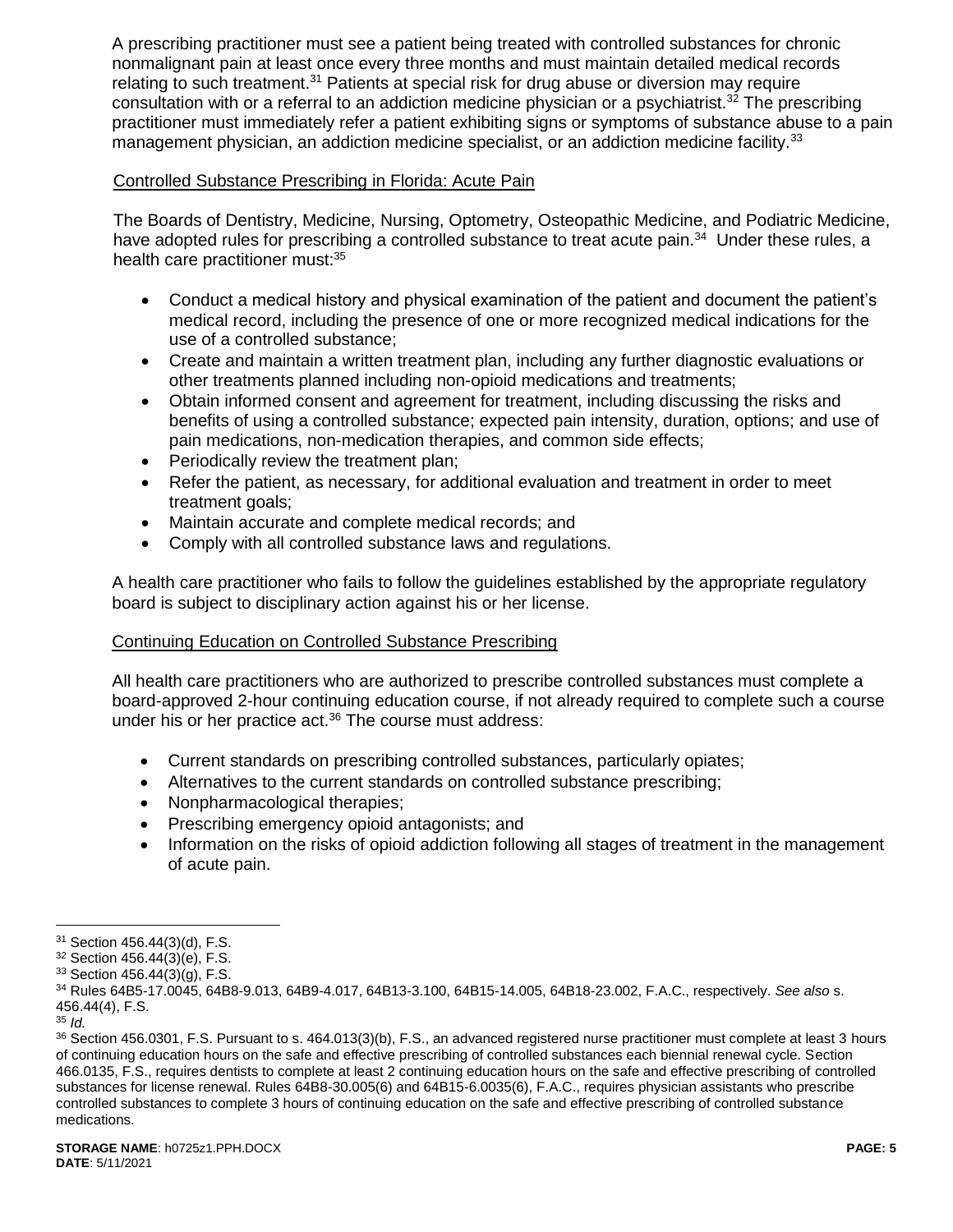A prescribing practitioner must see a patient being treated with controlled substances for chronic nonmalignant pain at least once every three months and must maintain detailed medical records relating to such treatment.[31] Patients at special risk for drug abuse or diversion may require consultation with or a referral to an addiction medicine physician or a psychiatrist.[32] The prescribing practitioner must immediately refer a patient exhibiting signs or symptoms of substance abuse to a pain management physician, an addiction medicine specialist, or an addiction medicine facility.[33]

Controlled Substance Prescribing in Florida: Acute Pain

The Boards of Dentistry, Medicine, Nursing, Optometry, Osteopathic Medicine, and Podiatric Medicine, have adopted rules for prescribing a controlled substance to treat acute pain.[34] Under these rules, a health care practitioner must:[35]

- Conduct a medical history and physical examination of the patient and document the patient's medical record, including the presence of one or more recognized medical indications for the use of a controlled substance;
- Create and maintain a written treatment plan, including any further diagnostic evaluations or other treatments planned including non-opioid medications and treatments;
- Obtain informed consent and agreement for treatment, including discussing the risks and benefits of using a controlled substance; expected pain intensity, duration, options; and use of pain medications, non-medication therapies, and common side effects;
- Periodically review the treatment plan;
- Refer the patient, as necessary, for additional evaluation and treatment in order to meet treatment goals;
- Maintain accurate and complete medical records; and
- Comply with all controlled substance laws and regulations.

A health care practitioner who fails to follow the guidelines established by the appropriate regulatory board is subject to disciplinary action against his or her license.

Continuing Education on Controlled Substance Prescribing

All health care practitioners who are authorized to prescribe controlled substances must complete a board-approved 2-hour continuing education course, if not already required to complete such a course under his or her practice act.[36] The course must address:

- Current standards on prescribing controlled substances, particularly opiates;
- Alternatives to the current standards on controlled substance prescribing;
- Nonpharmacological therapies;
- Prescribing emergency opioid antagonists; and
- Information on the risks of opioid addiction following all stages of treatment in the management of acute pain.

---

[31] Section 456.44(3)(d), F.S.

[32] Section 456.44(3)(e), F.S.

[33] Section 456.44(3)(g), F.S.

[34] Rules 64B5-17.0045, 64B8-9.013, 64B9-4.017, 64B13-3.100, 64B15-14.005, 64B18-23.002, F.A.C., respectively. *See also* s. 456.44(4), F.S.

[35] *Id.*

[36] Section 456.0301, F.S. Pursuant to s. 464.013(3)(b), F.S., an advanced registered nurse practitioner must complete at least 3 hours of continuing education hours on the safe and effective prescribing of controlled substances each biennial renewal cycle. Section 466.0135, F.S., requires dentists to complete at least 2 continuing education hours on the safe and effective prescribing of controlled substances for license renewal. Rules 64B8-30.005(6) and 64B15-6.0035(6), F.A.C., requires physician assistants who prescribe controlled substances to complete 3 hours of continuing education on the safe and effective prescribing of controlled substance medications.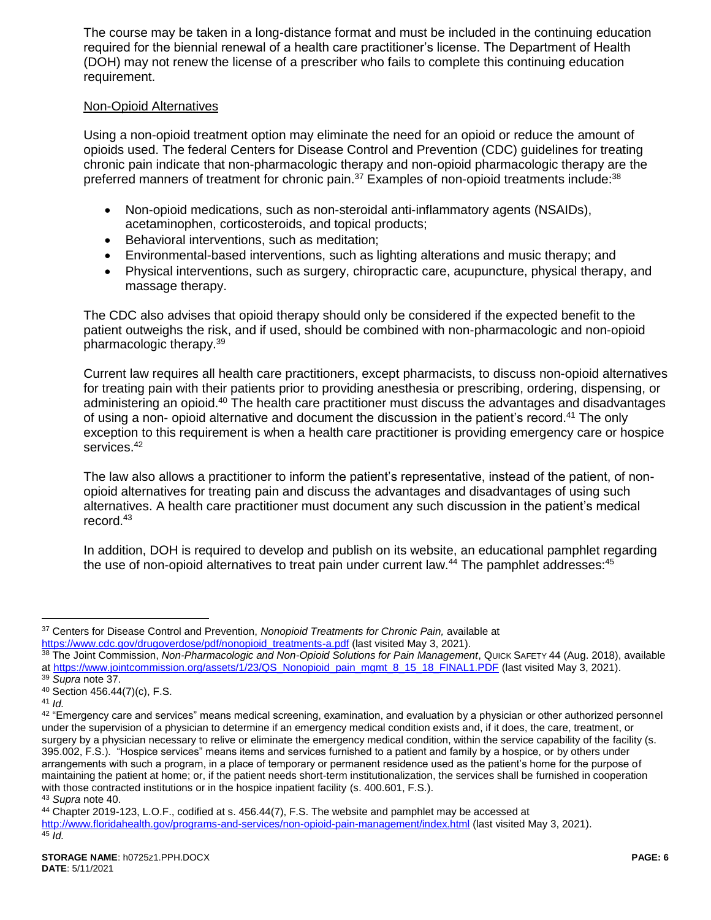The course may be taken in a long-distance format and must be included in the continuing education required for the biennial renewal of a health care practitioner's license. The Department of Health (DOH) may not renew the license of a prescriber who fails to complete this continuing education requirement.

Non-Opioid Alternatives

Using a non-opioid treatment option may eliminate the need for an opioid or reduce the amount of opioids used. The federal Centers for Disease Control and Prevention (CDC) guidelines for treating chronic pain indicate that non-pharmacologic therapy and non-opioid pharmacologic therapy are the preferred manners of treatment for chronic pain.[37] Examples of non-opioid treatments include:[38]

- Non-opioid medications, such as non-steroidal anti-inflammatory agents (NSAIDs), acetaminophen, corticosteroids, and topical products;
- Behavioral interventions, such as meditation;
- Environmental-based interventions, such as lighting alterations and music therapy; and
- Physical interventions, such as surgery, chiropractic care, acupuncture, physical therapy, and massage therapy.

The CDC also advises that opioid therapy should only be considered if the expected benefit to the patient outweighs the risk, and if used, should be combined with non-pharmacologic and non-opioid pharmacologic therapy.[39]

Current law requires all health care practitioners, except pharmacists, to discuss non-opioid alternatives for treating pain with their patients prior to providing anesthesia or prescribing, ordering, dispensing, or administering an opioid.[40] The health care practitioner must discuss the advantages and disadvantages of using a non- opioid alternative and document the discussion in the patient's record.[41] The only exception to this requirement is when a health care practitioner is providing emergency care or hospice services.[42]

The law also allows a practitioner to inform the patient's representative, instead of the patient, of non-opioid alternatives for treating pain and discuss the advantages and disadvantages of using such alternatives. A health care practitioner must document any such discussion in the patient's medical record.[43]

In addition, DOH is required to develop and publish on its website, an educational pamphlet regarding the use of non-opioid alternatives to treat pain under current law.[44] The pamphlet addresses:[45]

---

[37] Centers for Disease Control and Prevention, *Nonopioid Treatments for Chronic Pain,* available at https://www.cdc.gov/drugoverdose/pdf/nonopioid_treatments-a.pdf (last visited May 3, 2021).

[38] The Joint Commission, *Non-Pharmacologic and Non-Opioid Solutions for Pain Management*, QUICK SAFETY 44 (Aug. 2018), available at https://www.jointcommission.org/assets/1/23/QS_Nonopioid_pain_mgmt_8_15_18_FINAL1.PDF (last visited May 3, 2021).

[39] *Supra* note 37.

[40] Section 456.44(7)(c), F.S.

[41] *Id.*

[42] "Emergency care and services" means medical screening, examination, and evaluation by a physician or other authorized personnel under the supervision of a physician to determine if an emergency medical condition exists and, if it does, the care, treatment, or surgery by a physician necessary to relive or eliminate the emergency medical condition, within the service capability of the facility (s. 395.002, F.S.). "Hospice services" means items and services furnished to a patient and family by a hospice, or by others under arrangements with such a program, in a place of temporary or permanent residence used as the patient's home for the purpose of maintaining the patient at home; or, if the patient needs short-term institutionalization, the services shall be furnished in cooperation with those contracted institutions or in the hospice inpatient facility (s. 400.601, F.S.).

[43] *Supra* note 40.

[44] Chapter 2019-123, L.O.F., codified at s. 456.44(7), F.S. The website and pamphlet may be accessed at http://www.floridahealth.gov/programs-and-services/non-opioid-pain-management/index.html (last visited May 3, 2021).

[45] *Id.*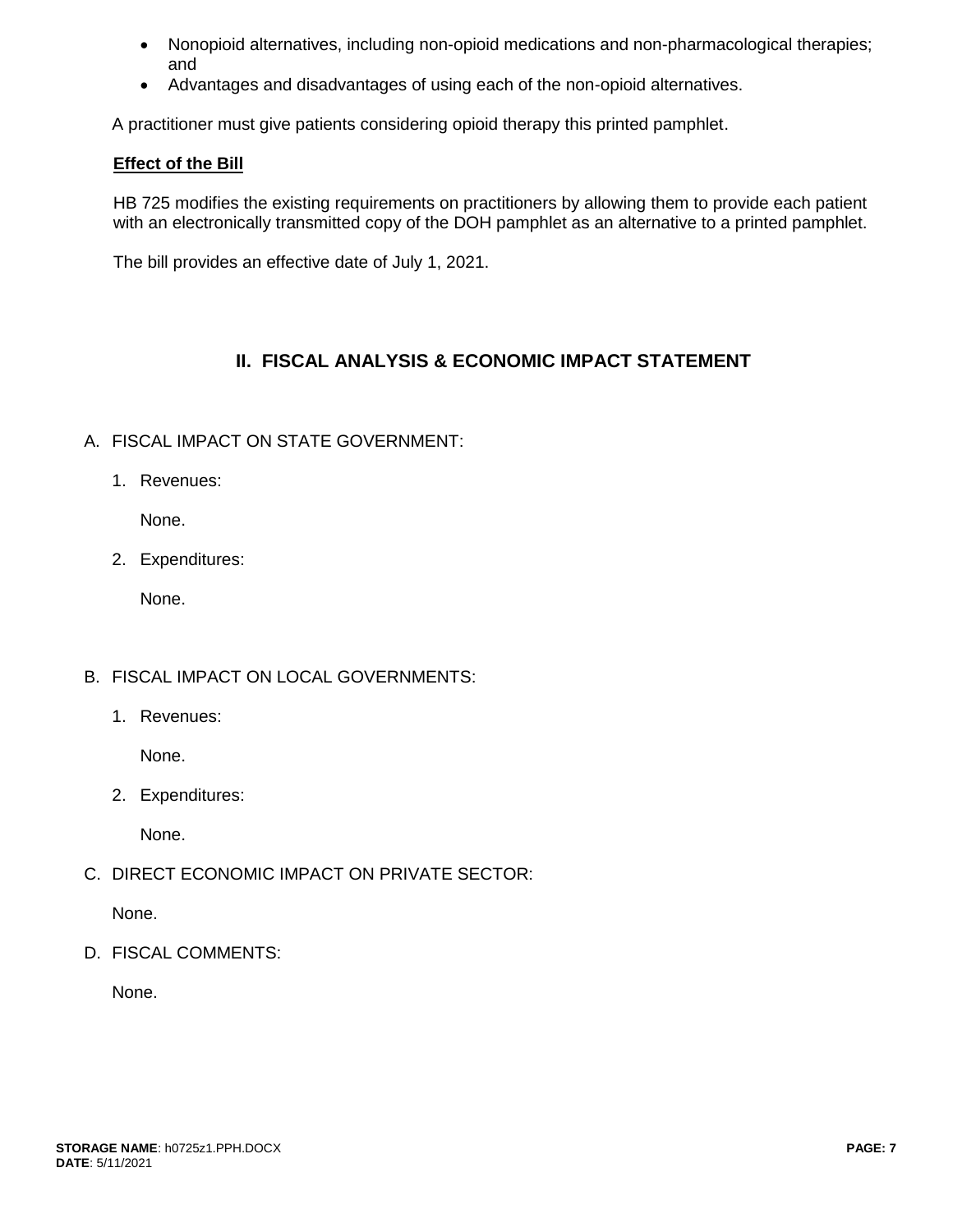- Nonopioid alternatives, including non-opioid medications and non-pharmacological therapies; and
- Advantages and disadvantages of using each of the non-opioid alternatives.

A practitioner must give patients considering opioid therapy this printed pamphlet.

**Effect of the Bill**

HB 725 modifies the existing requirements on practitioners by allowing them to provide each patient with an electronically transmitted copy of the DOH pamphlet as an alternative to a printed pamphlet.

The bill provides an effective date of July 1, 2021.

## II. FISCAL ANALYSIS & ECONOMIC IMPACT STATEMENT

A. FISCAL IMPACT ON STATE GOVERNMENT:

1. Revenues:

   None.

2. Expenditures:

   None.

B. FISCAL IMPACT ON LOCAL GOVERNMENTS:

1. Revenues:

   None.

2. Expenditures:

   None.

C. DIRECT ECONOMIC IMPACT ON PRIVATE SECTOR:

None.

D. FISCAL COMMENTS:

None.